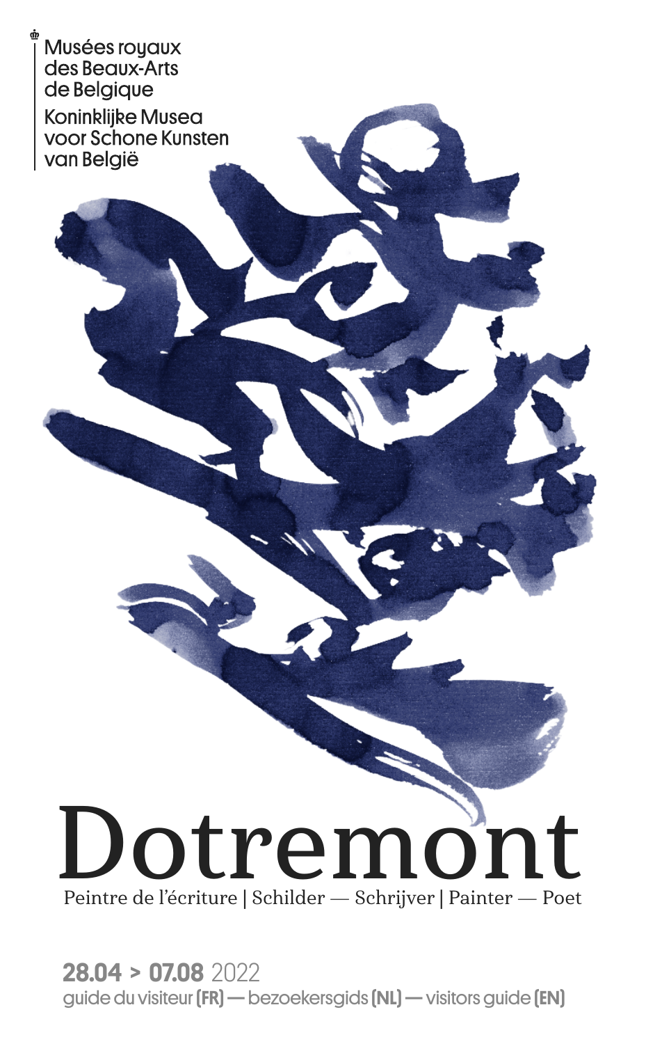Musées royaux des Beaux-Arts de Belgique

Koninklijke Musea voor Schone Kunsten van België

# Dotremont

Peintre de l'écriture | Schilder — Schrijver | Painter — Poet

**28.04 > 07.08** 2022

guide du visiteur **(FR)** — bezoekersgids **(NL)** — visitors guide **(EN)**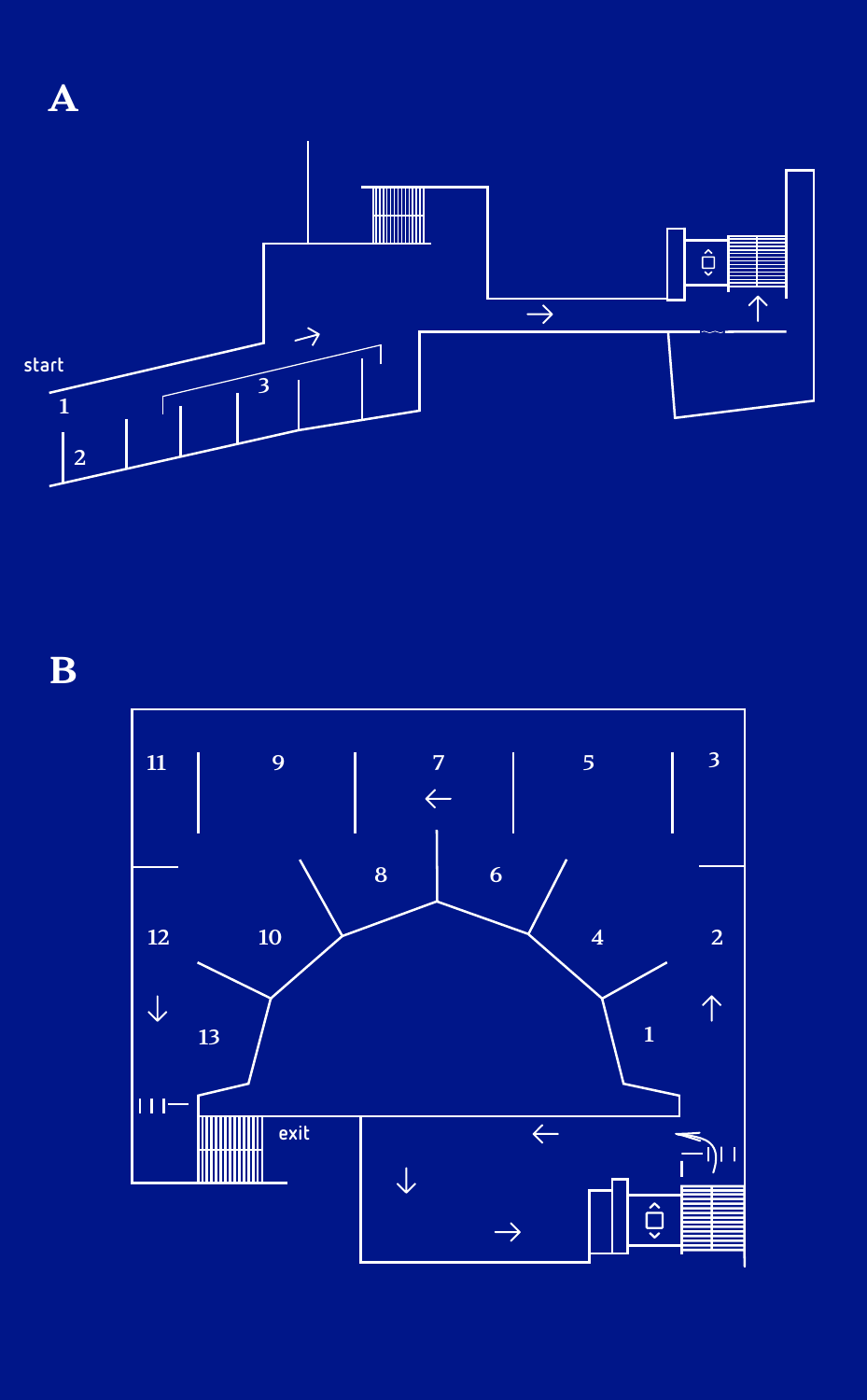**A**

start

1

2

3

**B**

11 9 7 5 3

8 6

12 10 4 2

13 1

exit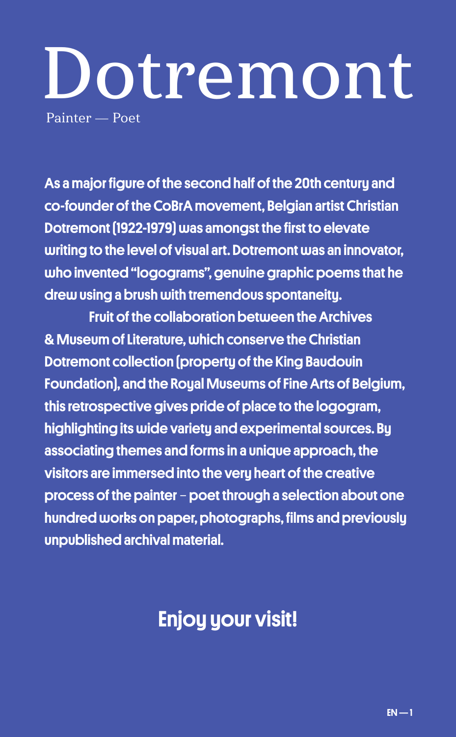# Dotremont

Painter — Poet

**As a major figure of the second half of the 20th century and co-founder of the CoBrA movement, Belgian artist Christian Dotremont (1922-1979) was amongst the first to elevate writing to the level of visual art. Dotremont was an innovator, who invented "logograms", genuine graphic poems that he drew using a brush with tremendous spontaneity.**

**Fruit of the collaboration between the Archives & Museum of Literature, which conserve the Christian Dotremont collection (property of the King Baudouin Foundation), and the Royal Museums of Fine Arts of Belgium, this retrospective gives pride of place to the logogram, highlighting its wide variety and experimental sources. By associating themes and forms in a unique approach, the visitors are immersed into the very heart of the creative process of the painter – poet through a selection about one hundred works on paper, photographs, films and previously unpublished archival material.**

## Enjoy your visit!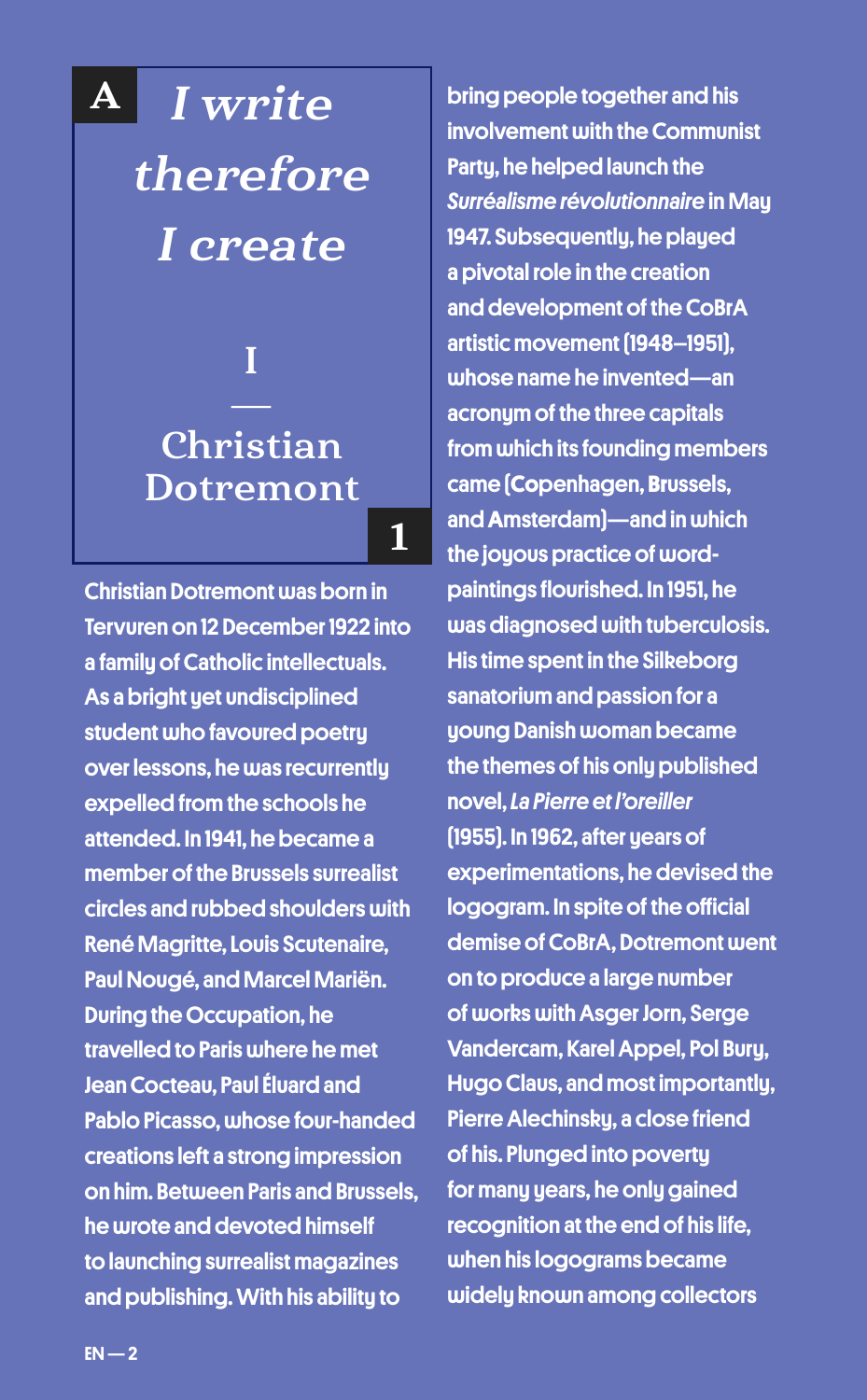A

# *I write therefore I create*

I

—

## Christian Dotremont

1

Christian Dotremont was born in Tervuren on 12 December 1922 into a family of Catholic intellectuals. As a bright yet undisciplined student who favoured poetry over lessons, he was recurrently expelled from the schools he attended. In 1941, he became a member of the Brussels surrealist circles and rubbed shoulders with René Magritte, Louis Scutenaire, Paul Nougé, and Marcel Mariën. During the Occupation, he travelled to Paris where he met Jean Cocteau, Paul Éluard and Pablo Picasso, whose four-handed creations left a strong impression on him. Between Paris and Brussels, he wrote and devoted himself to launching surrealist magazines and publishing. With his ability to bring people together and his involvement with the Communist Party, he helped launch the *Surréalisme révolutionnaire* in May 1947. Subsequently, he played a pivotal role in the creation and development of the CoBrA artistic movement (1948–1951), whose name he invented—an acronym of the three capitals from which its founding members came (Copenhagen, Brussels, and Amsterdam)—and in which the joyous practice of word-paintings flourished. In 1951, he was diagnosed with tuberculosis. His time spent in the Silkeborg sanatorium and passion for a young Danish woman became the themes of his only published novel, *La Pierre et l'oreiller* (1955). In 1962, after years of experimentations, he devised the logogram. In spite of the official demise of CoBrA, Dotremont went on to produce a large number of works with Asger Jorn, Serge Vandercam, Karel Appel, Pol Bury, Hugo Claus, and most importantly, Pierre Alechinsky, a close friend of his. Plunged into poverty for many years, he only gained recognition at the end of his life, when his logograms became widely known among collectors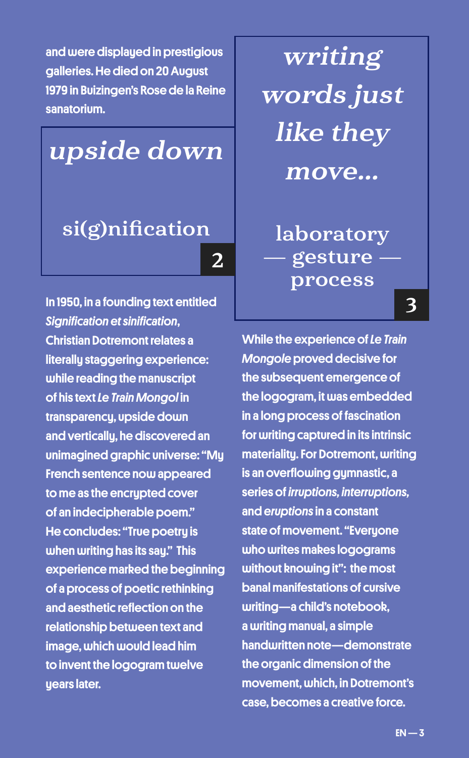and were displayed in prestigious galleries. He died on 20 August 1979 in Buizingen's Rose de la Reine sanatorium.

## *upside down*

## si(g)nification

## 2

In 1950, in a founding text entitled *Signification et sinification*, Christian Dotremont relates a literally staggering experience: while reading the manuscript of his text *Le Train Mongol* in transparency, upside down and vertically, he discovered an unimagined graphic universe: "My French sentence now appeared to me as the encrypted cover of an indecipherable poem." He concludes: "True poetry is when writing has its say." This experience marked the beginning of a process of poetic rethinking and aesthetic reflection on the relationship between text and image, which would lead him to invent the logogram twelve years later.

## *writing words just like they move...*

## laboratory — gesture — process

## 3

While the experience of *Le Train Mongole* proved decisive for the subsequent emergence of the logogram, it was embedded in a long process of fascination for writing captured in its intrinsic materiality. For Dotremont, writing is an overflowing gymnastic, a series of *irruptions, interruptions,* and *eruptions* in a constant state of movement. "Everyone who writes makes logograms without knowing it": the most banal manifestations of cursive writing—a child's notebook, a writing manual, a simple handwritten note—demonstrate the organic dimension of the movement, which, in Dotremont's case, becomes a creative force.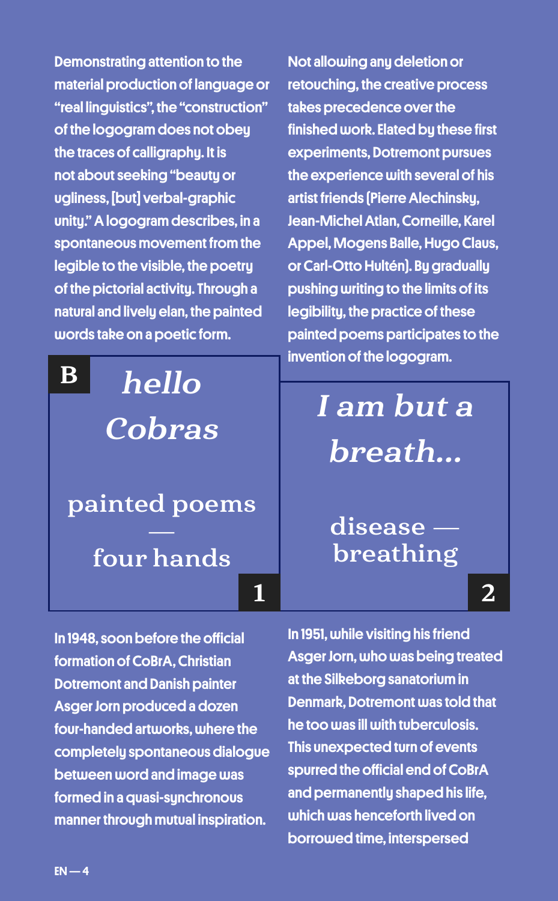Demonstrating attention to the material production of language or "real linguistics", the "construction" of the logogram does not obey the traces of calligraphy. It is not about seeking "beauty or ugliness, [but] verbal-graphic unity." A logogram describes, in a spontaneous movement from the legible to the visible, the poetry of the pictorial activity. Through a natural and lively elan, the painted words take on a poetic form.

Not allowing any deletion or retouching, the creative process takes precedence over the finished work. Elated by these first experiments, Dotremont pursues the experience with several of his artist friends (Pierre Alechinsky, Jean-Michel Atlan, Corneille, Karel Appel, Mogens Balle, Hugo Claus, or Carl-Otto Hultén). By gradually pushing writing to the limits of its legibility, the practice of these painted poems participates to the invention of the logogram.

## B

### 1

## *hello Cobras*

### painted poems — four hands

In 1948, soon before the official formation of CoBrA, Christian Dotremont and Danish painter Asger Jorn produced a dozen four-handed artworks, where the completely spontaneous dialogue between word and image was formed in a quasi-synchronous manner through mutual inspiration.

### 2

## *I am but a breath...*

### disease — breathing

In 1951, while visiting his friend Asger Jorn, who was being treated at the Silkeborg sanatorium in Denmark, Dotremont was told that he too was ill with tuberculosis. This unexpected turn of events spurred the official end of CoBrA and permanently shaped his life, which was henceforth lived on borrowed time, interspersed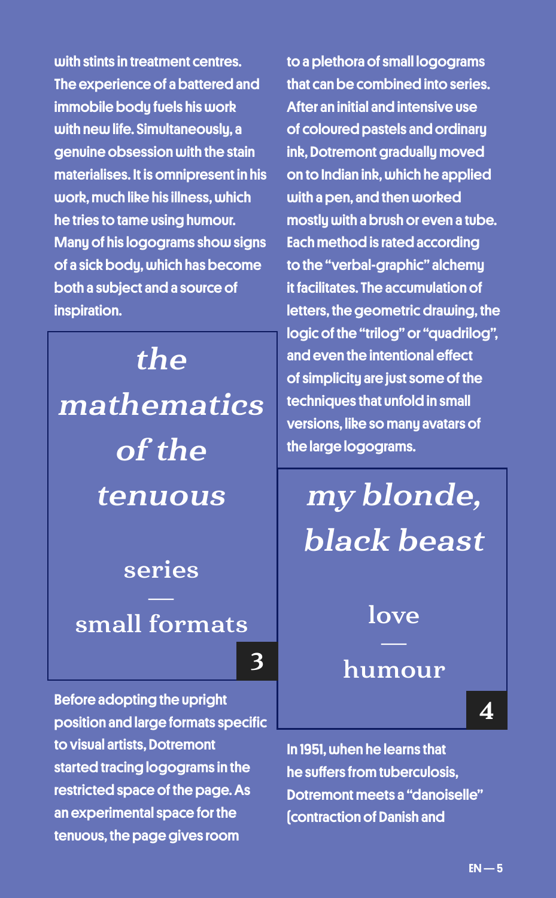with stints in treatment centres. The experience of a battered and immobile body fuels his work with new life. Simultaneously, a genuine obsession with the stain materialises. It is omnipresent in his work, much like his illness, which he tries to tame using humour. Many of his logograms show signs of a sick body, which has become both a subject and a source of inspiration.

## *the mathematics of the tenuous*

### series — small formats

3

Before adopting the upright position and large formats specific to visual artists, Dotremont started tracing logograms in the restricted space of the page. As an experimental space for the tenuous, the page gives room to a plethora of small logograms that can be combined into series. After an initial and intensive use of coloured pastels and ordinary ink, Dotremont gradually moved on to Indian ink, which he applied with a pen, and then worked mostly with a brush or even a tube. Each method is rated according to the "verbal-graphic" alchemy it facilitates. The accumulation of letters, the geometric drawing, the logic of the "trilog" or "quadrilog", and even the intentional effect of simplicity are just some of the techniques that unfold in small versions, like so many avatars of the large logograms.

## *my blonde, black beast*

### love — humour

4

In 1951, when he learns that he suffers from tuberculosis, Dotremont meets a "danoiselle" (contraction of Danish and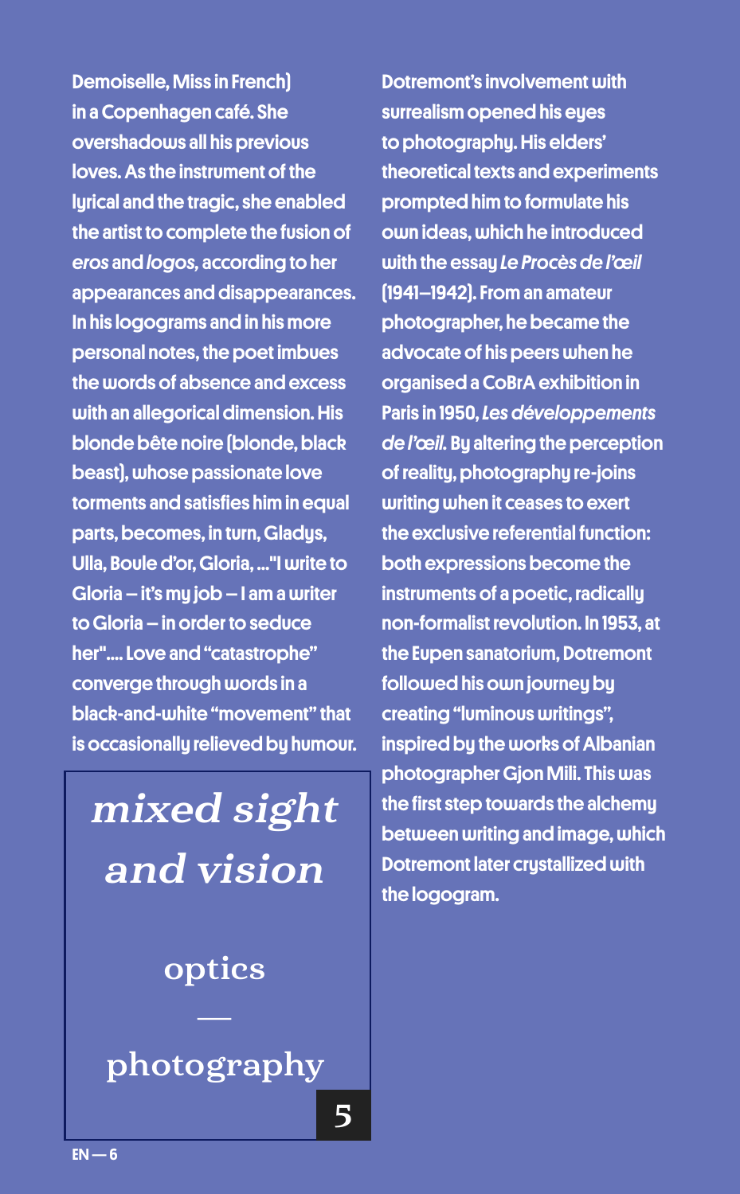Demoiselle, Miss in French) in a Copenhagen café. She overshadows all his previous loves. As the instrument of the lyrical and the tragic, she enabled the artist to complete the fusion of *eros* and *logos*, according to her appearances and disappearances. In his logograms and in his more personal notes, the poet imbues the words of absence and excess with an allegorical dimension. His blonde bête noire (blonde, black beast), whose passionate love torments and satisfies him in equal parts, becomes, in turn, Gladys, Ulla, Boule d'or, Gloria, ..."I write to Gloria – it's my job – I am a writer to Gloria – in order to seduce her".... Love and "catastrophe" converge through words in a black-and-white "movement" that is occasionally relieved by humour.

## mixed sight and vision

### optics — photography

5

Dotremont's involvement with surrealism opened his eyes to photography. His elders' theoretical texts and experiments prompted him to formulate his own ideas, which he introduced with the essay *Le Procès de l'œil* (1941–1942). From an amateur photographer, he became the advocate of his peers when he organised a CoBrA exhibition in Paris in 1950, *Les développements de l'œil*. By altering the perception of reality, photography re-joins writing when it ceases to exert the exclusive referential function: both expressions become the instruments of a poetic, radically non-formalist revolution. In 1953, at the Eupen sanatorium, Dotremont followed his own journey by creating "luminous writings", inspired by the works of Albanian photographer Gjon Mili. This was the first step towards the alchemy between writing and image, which Dotremont later crystallized with the logogram.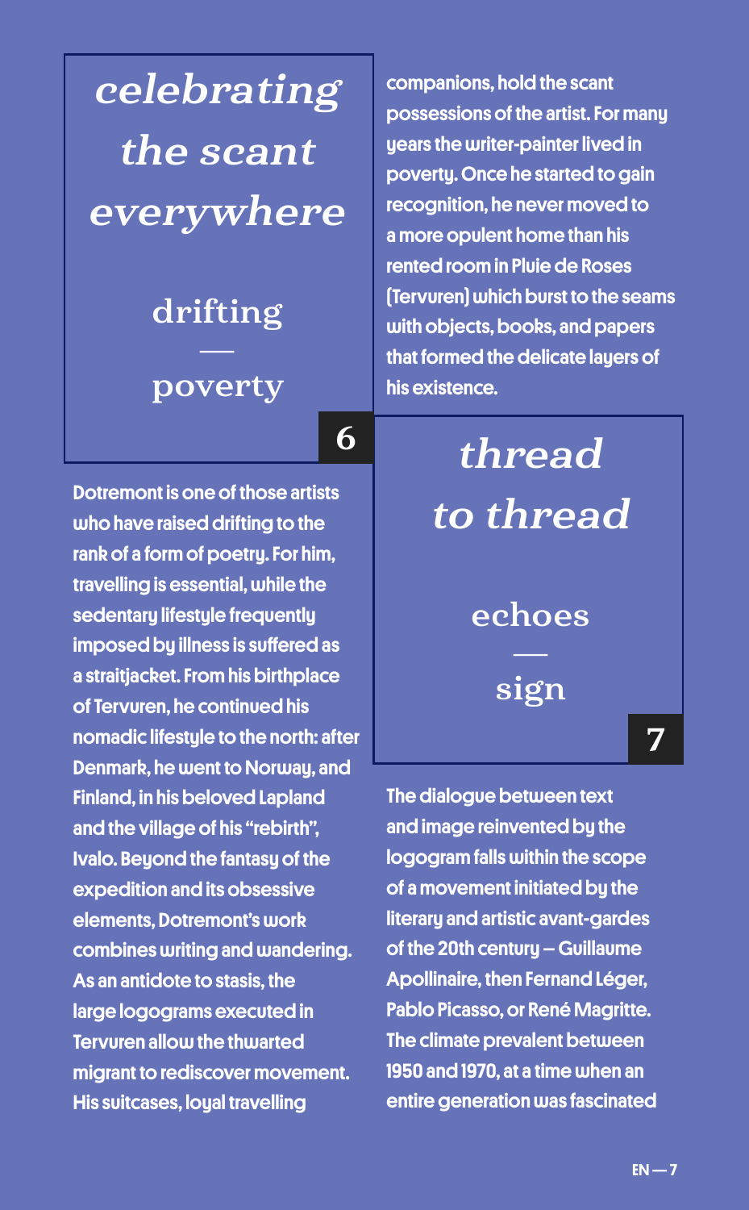## *celebrating the scant everywhere*

### drifting — poverty

**6**

Dotremont is one of those artists who have raised drifting to the rank of a form of poetry. For him, travelling is essential, while the sedentary lifestyle frequently imposed by illness is suffered as a straitjacket. From his birthplace of Tervuren, he continued his nomadic lifestyle to the north: after Denmark, he went to Norway, and Finland, in his beloved Lapland and the village of his "rebirth", Ivalo. Beyond the fantasy of the expedition and its obsessive elements, Dotremont's work combines writing and wandering. As an antidote to stasis, the large logograms executed in Tervuren allow the thwarted migrant to rediscover movement. His suitcases, loyal travelling companions, hold the scant possessions of the artist. For many years the writer-painter lived in poverty. Once he started to gain recognition, he never moved to a more opulent home than his rented room in Pluie de Roses (Tervuren) which burst to the seams with objects, books, and papers that formed the delicate layers of his existence.

## *thread to thread*

### echoes — sign

**7**

The dialogue between text and image reinvented by the logogram falls within the scope of a movement initiated by the literary and artistic avant-gardes of the 20th century – Guillaume Apollinaire, then Fernand Léger, Pablo Picasso, or René Magritte. The climate prevalent between 1950 and 1970, at a time when an entire generation was fascinated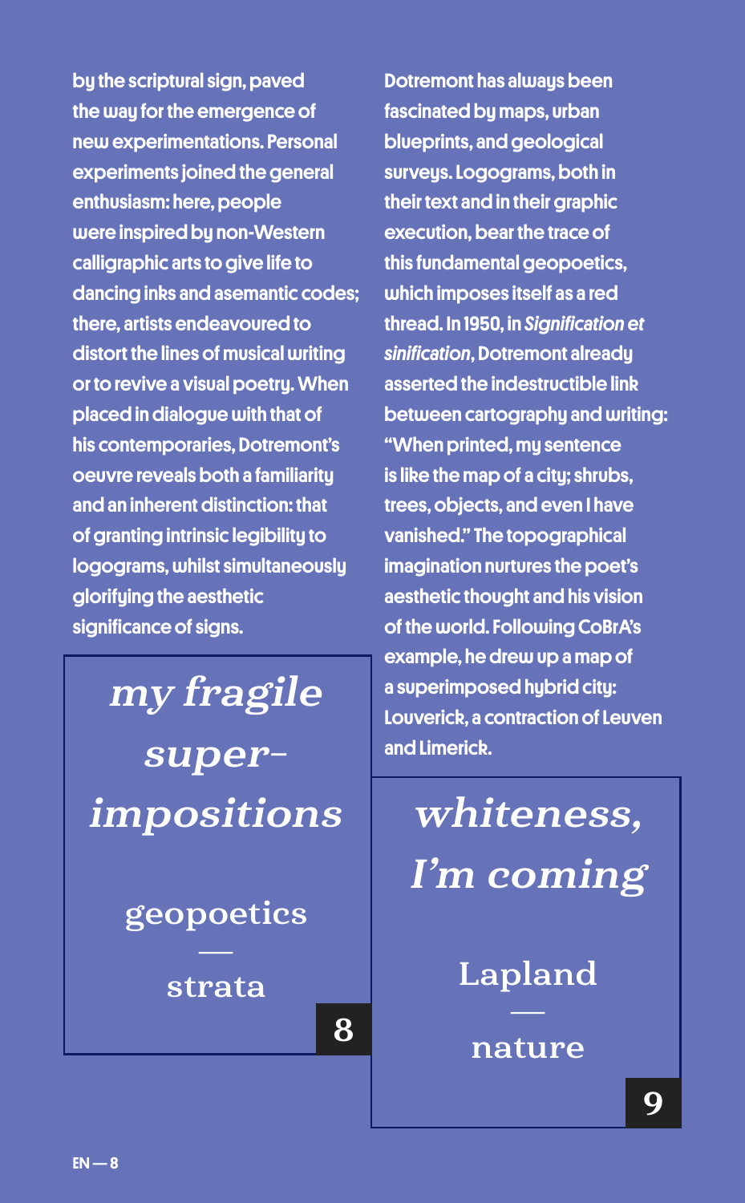by the scriptural sign, paved the way for the emergence of new experimentations. Personal experiments joined the general enthusiasm: here, people were inspired by non-Western calligraphic arts to give life to dancing inks and asemantic codes; there, artists endeavoured to distort the lines of musical writing or to revive a visual poetry. When placed in dialogue with that of his contemporaries, Dotremont's oeuvre reveals both a familiarity and an inherent distinction: that of granting intrinsic legibility to logograms, whilst simultaneously glorifying the aesthetic significance of signs.

Dotremont has always been fascinated by maps, urban blueprints, and geological surveys. Logograms, both in their text and in their graphic execution, bear the trace of this fundamental geopoetics, which imposes itself as a red thread. In 1950, in *Signification et sinification*, Dotremont already asserted the indestructible link between cartography and writing: "When printed, my sentence is like the map of a city; shrubs, trees, objects, and even I have vanished." The topographical imagination nurtures the poet's aesthetic thought and his vision of the world. Following CoBrA's example, he drew up a map of a superimposed hybrid city: Louverick, a contraction of Leuven and Limerick.

*my fragile super-impositions*

geopoetics — strata

8

*whiteness, I'm coming*

Lapland — nature

9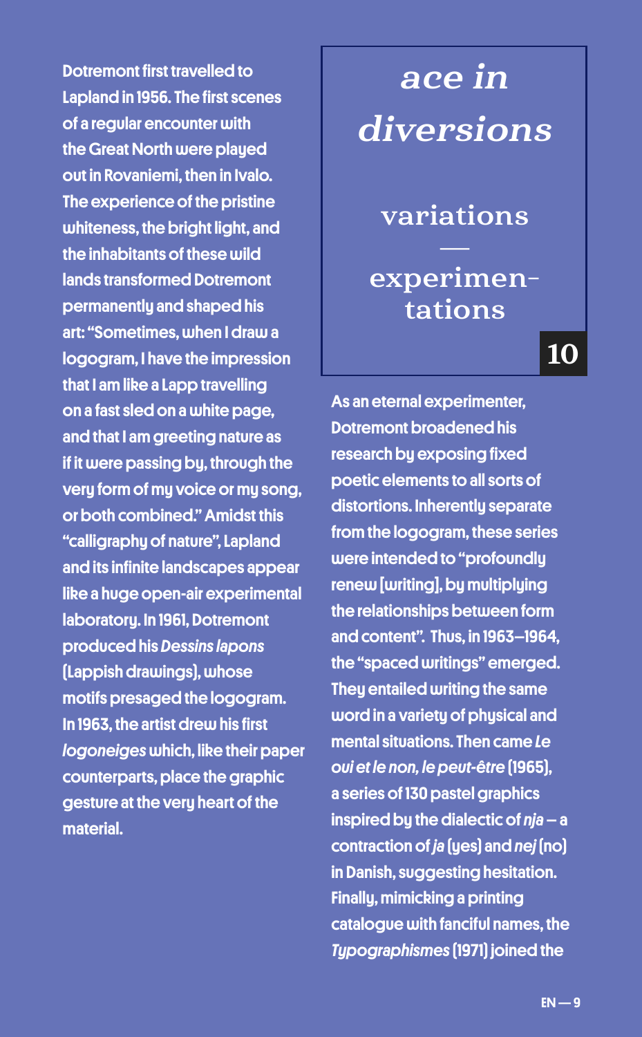Dotremont first travelled to Lapland in 1956. The first scenes of a regular encounter with the Great North were played out in Rovaniemi, then in Ivalo. The experience of the pristine whiteness, the bright light, and the inhabitants of these wild lands transformed Dotremont permanently and shaped his art: "Sometimes, when I draw a logogram, I have the impression that I am like a Lapp travelling on a fast sled on a white page, and that I am greeting nature as if it were passing by, through the very form of my voice or my song, or both combined." Amidst this "calligraphy of nature", Lapland and its infinite landscapes appear like a huge open-air experimental laboratory. In 1961, Dotremont produced his *Dessins lapons* (Lappish drawings), whose motifs presaged the logogram. In 1963, the artist drew his first *logoneiges* which, like their paper counterparts, place the graphic gesture at the very heart of the material.

# ace in diversions

## variations — experimentations

**10**

As an eternal experimenter, Dotremont broadened his research by exposing fixed poetic elements to all sorts of distortions. Inherently separate from the logogram, these series were intended to "profoundly renew [writing], by multiplying the relationships between form and content". Thus, in 1963–1964, the "spaced writings" emerged. They entailed writing the same word in a variety of physical and mental situations. Then came *Le oui et le non, le peut-être* (1965), a series of 130 pastel graphics inspired by the dialectic of *nja* – a contraction of *ja* (yes) and *nej* (no) in Danish, suggesting hesitation. Finally, mimicking a printing catalogue with fanciful names, the *Typographismes* (1971) joined the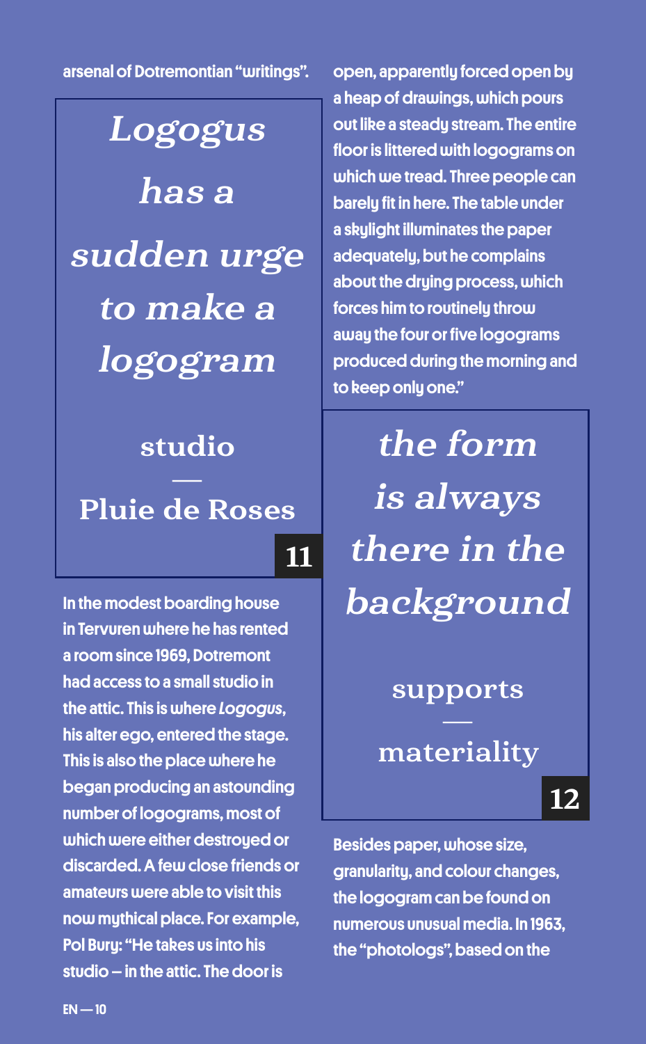arsenal of Dotremontian "writings".

## *Logogus has a sudden urge to make a logogram*

### studio — Pluie de Roses

11

In the modest boarding house in Tervuren where he has rented a room since 1969, Dotremont had access to a small studio in the attic. This is where *Logogus*, his alter ego, entered the stage. This is also the place where he began producing an astounding number of logograms, most of which were either destroyed or discarded. A few close friends or amateurs were able to visit this now mythical place. For example, Pol Bury: "He takes us into his studio – in the attic. The door is open, apparently forced open by a heap of drawings, which pours out like a steady stream. The entire floor is littered with logograms on which we tread. Three people can barely fit in here. The table under a skylight illuminates the paper adequately, but he complains about the drying process, which forces him to routinely throw away the four or five logograms produced during the morning and to keep only one."

## *the form is always there in the background*

### supports — materiality

12

Besides paper, whose size, granularity, and colour changes, the logogram can be found on numerous unusual media. In 1963, the "photologs", based on the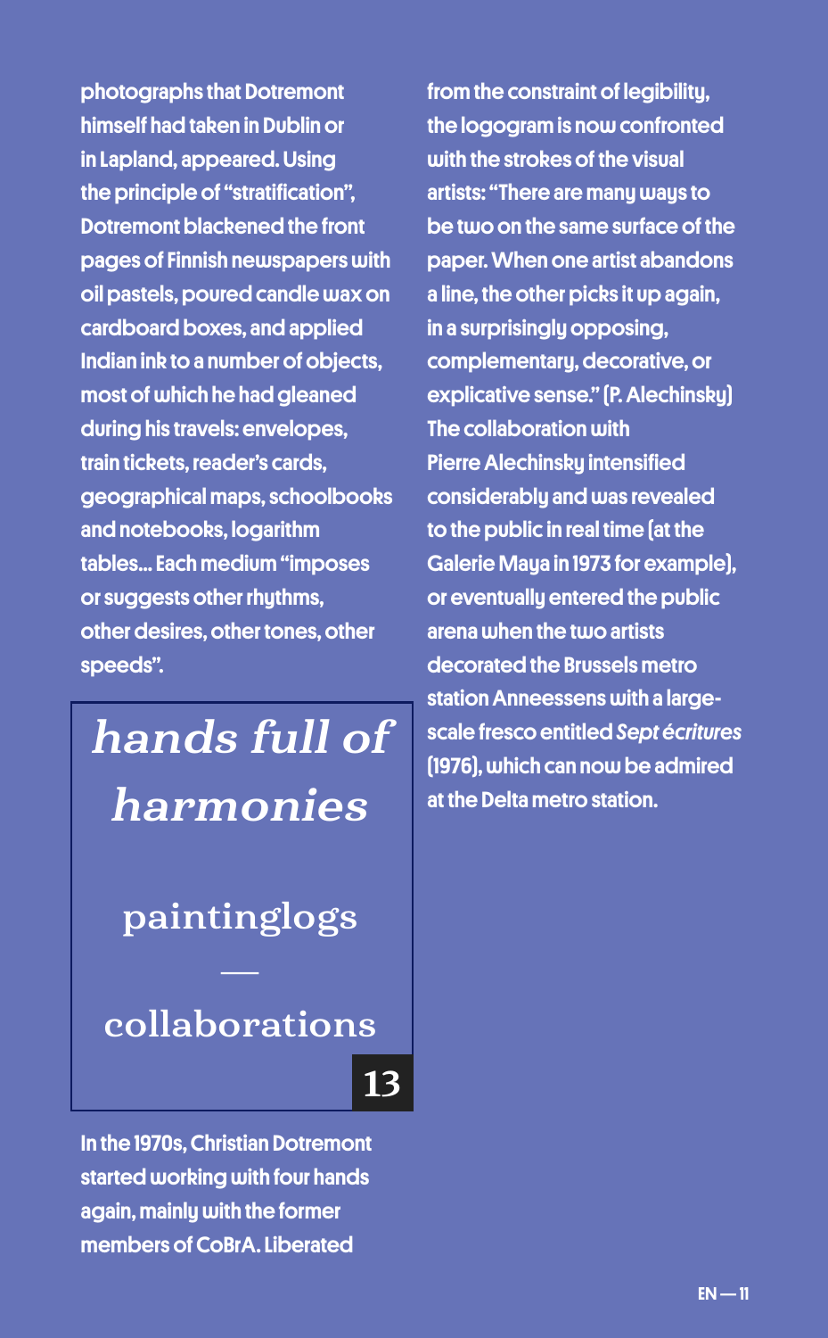photographs that Dotremont himself had taken in Dublin or in Lapland, appeared. Using the principle of "stratification", Dotremont blackened the front pages of Finnish newspapers with oil pastels, poured candle wax on cardboard boxes, and applied Indian ink to a number of objects, most of which he had gleaned during his travels: envelopes, train tickets, reader's cards, geographical maps, schoolbooks and notebooks, logarithm tables... Each medium "imposes or suggests other rhythms, other desires, other tones, other speeds".

## *hands full of harmonies*

### paintinglogs — collaborations

**13**

In the 1970s, Christian Dotremont started working with four hands again, mainly with the former members of CoBrA. Liberated from the constraint of legibility, the logogram is now confronted with the strokes of the visual artists: "There are many ways to be two on the same surface of the paper. When one artist abandons a line, the other picks it up again, in a surprisingly opposing, complementary, decorative, or explicative sense." (P. Alechinsky) The collaboration with Pierre Alechinsky intensified considerably and was revealed to the public in real time (at the Galerie Maya in 1973 for example), or eventually entered the public arena when the two artists decorated the Brussels metro station Anneessens with a large-scale fresco entitled *Sept écritures* (1976), which can now be admired at the Delta metro station.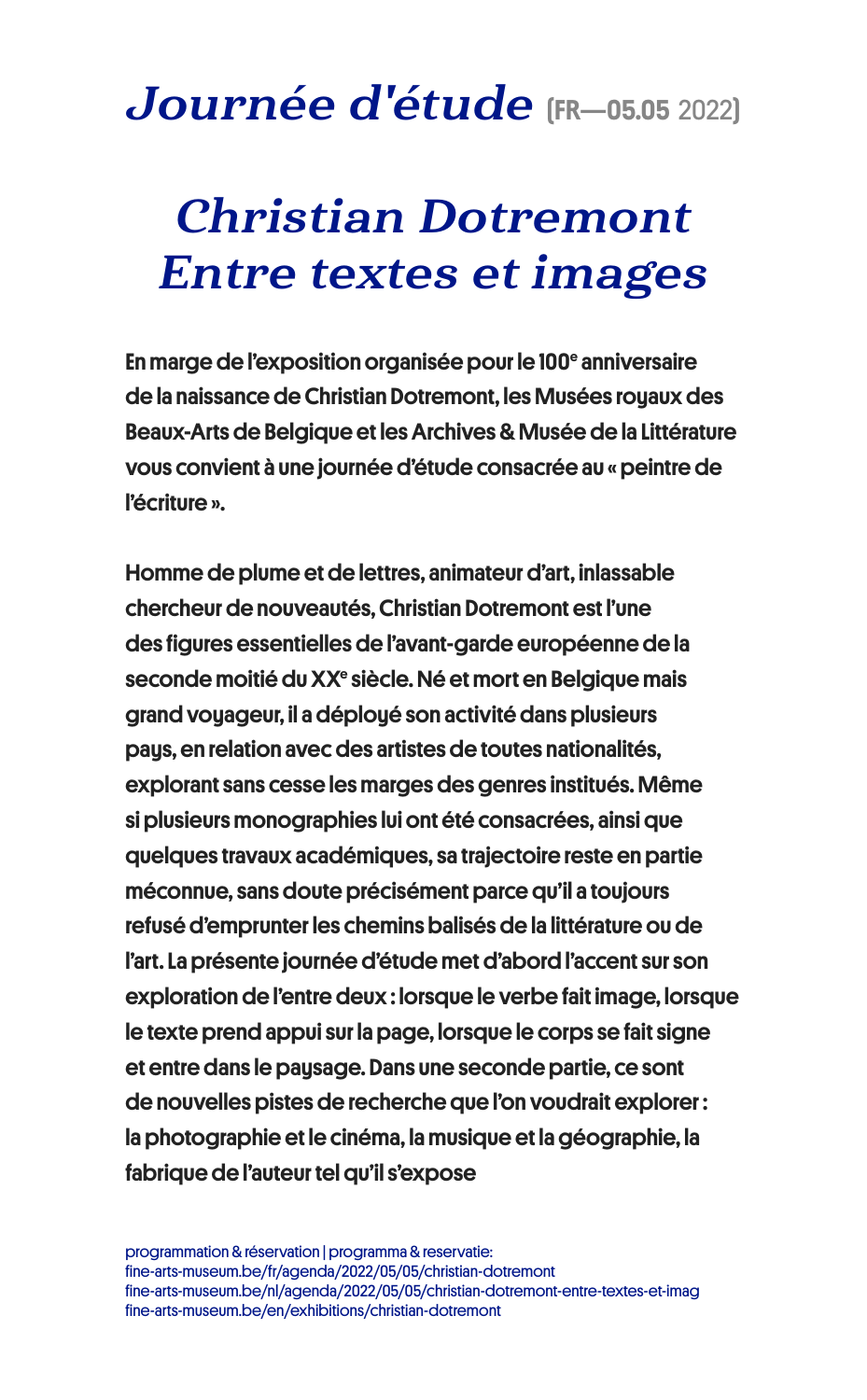# *Journée d'étude* (FR—05.05 2022)

## *Christian Dotremont Entre textes et images*

**En marge de l'exposition organisée pour le 100e anniversaire de la naissance de Christian Dotremont, les Musées royaux des Beaux-Arts de Belgique et les Archives & Musée de la Littérature vous convient à une journée d'étude consacrée au « peintre de l'écriture ».**

**Homme de plume et de lettres, animateur d'art, inlassable chercheur de nouveautés, Christian Dotremont est l'une des figures essentielles de l'avant-garde européenne de la seconde moitié du XXe siècle. Né et mort en Belgique mais grand voyageur, il a déployé son activité dans plusieurs pays, en relation avec des artistes de toutes nationalités, explorant sans cesse les marges des genres institués. Même si plusieurs monographies lui ont été consacrées, ainsi que quelques travaux académiques, sa trajectoire reste en partie méconnue, sans doute précisément parce qu'il a toujours refusé d'emprunter les chemins balisés de la littérature ou de l'art. La présente journée d'étude met d'abord l'accent sur son exploration de l'entre deux : lorsque le verbe fait image, lorsque le texte prend appui sur la page, lorsque le corps se fait signe et entre dans le paysage. Dans une seconde partie, ce sont de nouvelles pistes de recherche que l'on voudrait explorer : la photographie et le cinéma, la musique et la géographie, la fabrique de l'auteur tel qu'il s'expose**

programmation & réservation | programma & reservatie:
fine-arts-museum.be/fr/agenda/2022/05/05/christian-dotremont
fine-arts-museum.be/nl/agenda/2022/05/05/christian-dotremont-entre-textes-et-imag
fine-arts-museum.be/en/exhibitions/christian-dotremont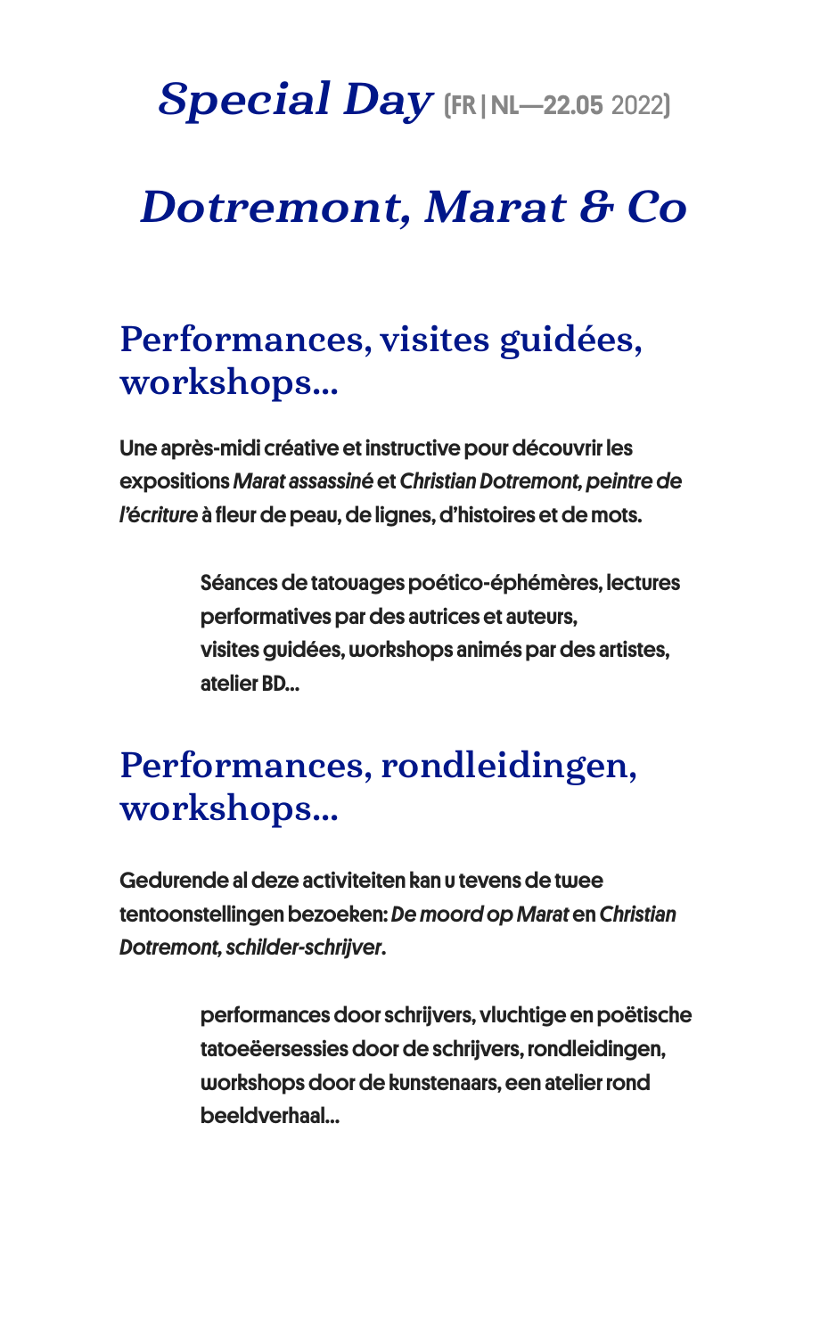# *Special Day* (FR | NL—22.05 2022)

# *Dotremont, Marat & Co*

## Performances, visites guidées, workshops…

**Une après-midi créative et instructive pour découvrir les expositions *Marat assassiné* et *Christian Dotremont, peintre de l'écriture* à fleur de peau, de lignes, d'histoires et de mots.**

**Séances de tatouages poético-éphémères, lectures performatives par des autrices et auteurs, visites guidées, workshops animés par des artistes, atelier BD…**

## Performances, rondleidingen, workshops…

**Gedurende al deze activiteiten kan u tevens de twee tentoonstellingen bezoeken: *De moord op Marat* en *Christian Dotremont, schilder-schrijver*.**

**performances door schrijvers, vluchtige en poëtische tatoeëersessies door de schrijvers, rondleidingen, workshops door de kunstenaars, een atelier rond beeldverhaal…**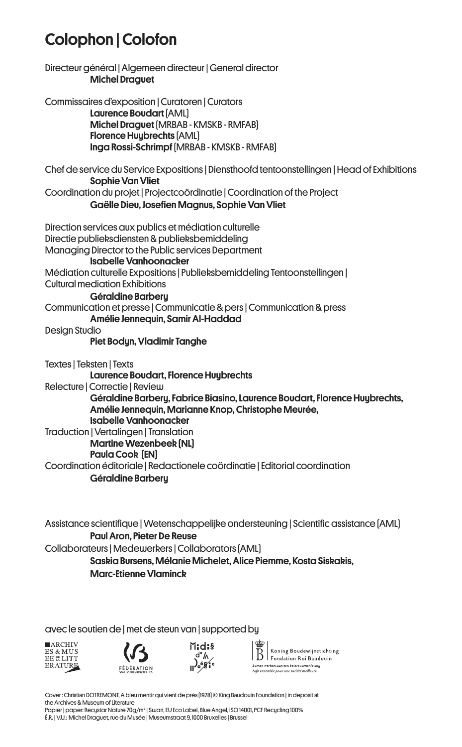# Colophon | Colofon

Directeur général | Algemeen directeur | General director
**Michel Draguet**

Commissaires d'exposition | Curatoren | Curators
**Laurence Boudart** (AML)
**Michel Draguet** (MRBAB - KMSKB - RMFAB)
**Florence Huybrechts** (AML)
**Inga Rossi-Schrimpf** (MRBAB - KMSKB - RMFAB)

Chef de service du Service Expositions | Diensthoofd tentoonstellingen | Head of Exhibitions
**Sophie Van Vliet**
Coordination du projet | Projectcoördinatie | Coordination of the Project
**Gaëlle Dieu, Josefien Magnus, Sophie Van Vliet**

Direction services aux publics et médiation culturelle
Directie publieksdiensten & publieksbemiddeling
Managing Director to the Public services Department
**Isabelle Vanhoonacker**
Médiation culturelle Expositions | Publieksbemiddeling Tentoonstellingen | Cultural mediation Exhibitions
**Géraldine Barbery**
Communication et presse | Communicatie & pers | Communication & press
**Amélie Jennequin, Samir Al-Haddad**
Design Studio
**Piet Bodyn, Vladimir Tanghe**

Textes | Teksten | Texts
**Laurence Boudart, Florence Huybrechts**
Relecture | Correctie | Review
**Géraldine Barbery, Fabrice Biasino, Laurence Boudart, Florence Huybrechts, Amélie Jennequin, Marianne Knop, Christophe Meurée, Isabelle Vanhoonacker**
Traduction | Vertalingen | Translation
**Martine Wezenbeek (NL)**
**Paula Cook (EN)**
Coordination éditoriale | Redactionele coördinatie | Editorial coordination
**Géraldine Barbery**

Assistance scientifique | Wetenschappelijke ondersteuning | Scientific assistance (AML)
**Paul Aron, Pieter De Reuse**
Collaborateurs | Medewerkers | Collaborators (AML)
**Saskia Bursens, Mélanie Michelet, Alice Piemme, Kosta Siskakis, Marc-Etienne Vlaminck**

avec le soutien de | met de steun van | supported by

Archives & Musée de la Littérature — Fédération Wallonie-Bruxelles — Midis de la Poésie — Koning Boudewijnstichting | Fondation Roi Baudouin — Samen werken aan een betere samenleving — Agir ensemble pour une société meilleure

Cover : Christian DOTREMONT, A bleu mentir qui vient de près (1978) © King Baudouin Foundation | in deposit at the Archives & Museum of Literature
Papier | paper: Recystar Nature 70g/m² | Swan, EU Eco Label, Blue Angel, ISO 14001, PCF Recycling 100%
É.R. | V.U.: Michel Draguet, rue du Musée | Museumstraat 9, 1000 Bruxelles | Brussel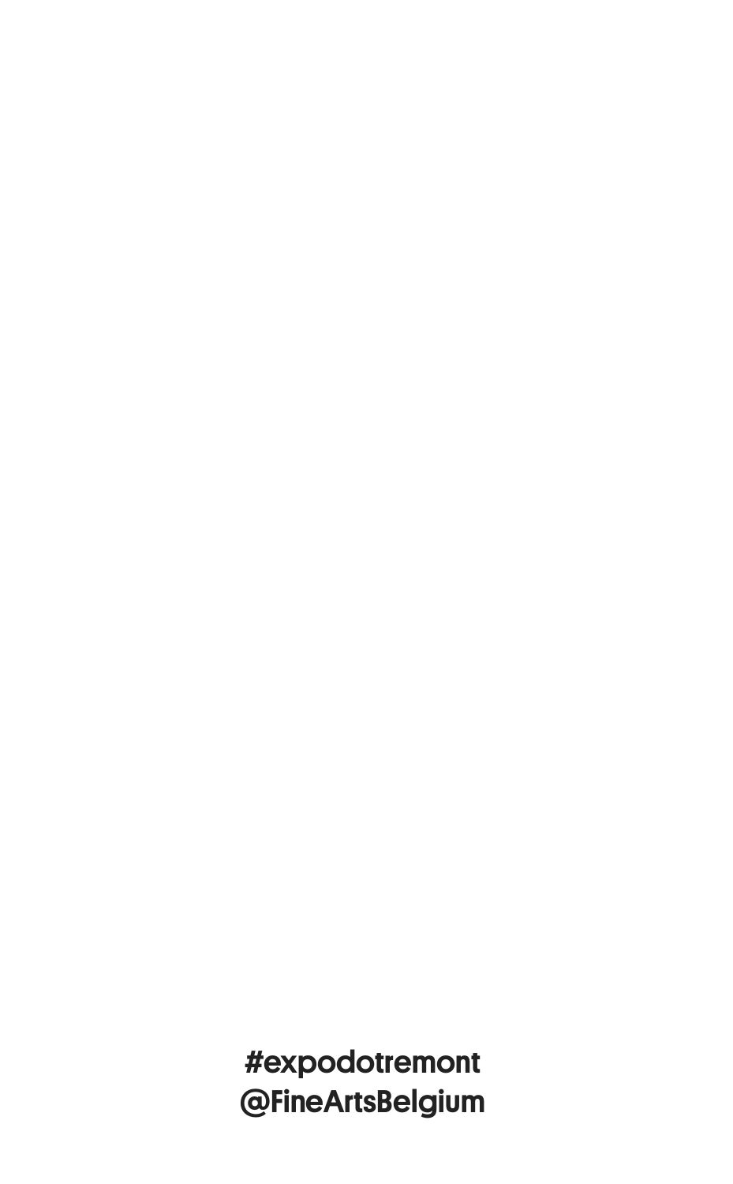#expodotremont
@FineArtsBelgium